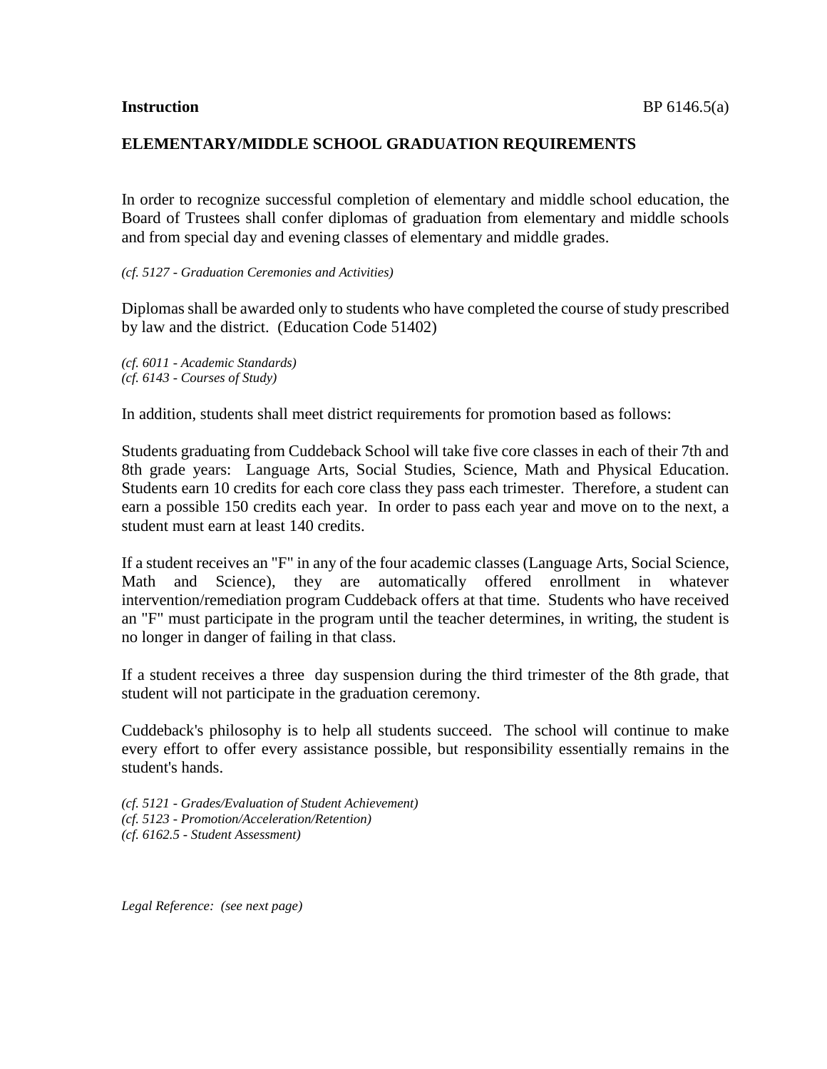**Instruction** BP 6146.5(a)

## ELEMENTARY/MIDDLE SCHOOL GRADUATION REQUIREMENTS

In order to recognize successful completion of elementary and middle school education, the Board of Trustees shall confer diplomas of graduation from elementary and middle schools and from special day and evening classes of elementary and middle grades.

*(cf. 5127 - Graduation Ceremonies and Activities)*

Diplomas shall be awarded only to students who have completed the course of study prescribed by law and the district. (Education Code 51402)

*(cf. 6011 - Academic Standards)*
*(cf. 6143 - Courses of Study)*

In addition, students shall meet district requirements for promotion based as follows:

Students graduating from Cuddeback School will take five core classes in each of their 7th and 8th grade years: Language Arts, Social Studies, Science, Math and Physical Education. Students earn 10 credits for each core class they pass each trimester. Therefore, a student can earn a possible 150 credits each year. In order to pass each year and move on to the next, a student must earn at least 140 credits.

If a student receives an "F" in any of the four academic classes (Language Arts, Social Science, Math and Science), they are automatically offered enrollment in whatever intervention/remediation program Cuddeback offers at that time. Students who have received an "F" must participate in the program until the teacher determines, in writing, the student is no longer in danger of failing in that class.

If a student receives a three day suspension during the third trimester of the 8th grade, that student will not participate in the graduation ceremony.

Cuddeback's philosophy is to help all students succeed. The school will continue to make every effort to offer every assistance possible, but responsibility essentially remains in the student's hands.

*(cf. 5121 - Grades/Evaluation of Student Achievement)*
*(cf. 5123 - Promotion/Acceleration/Retention)*
*(cf. 6162.5 - Student Assessment)*

*Legal Reference: (see next page)*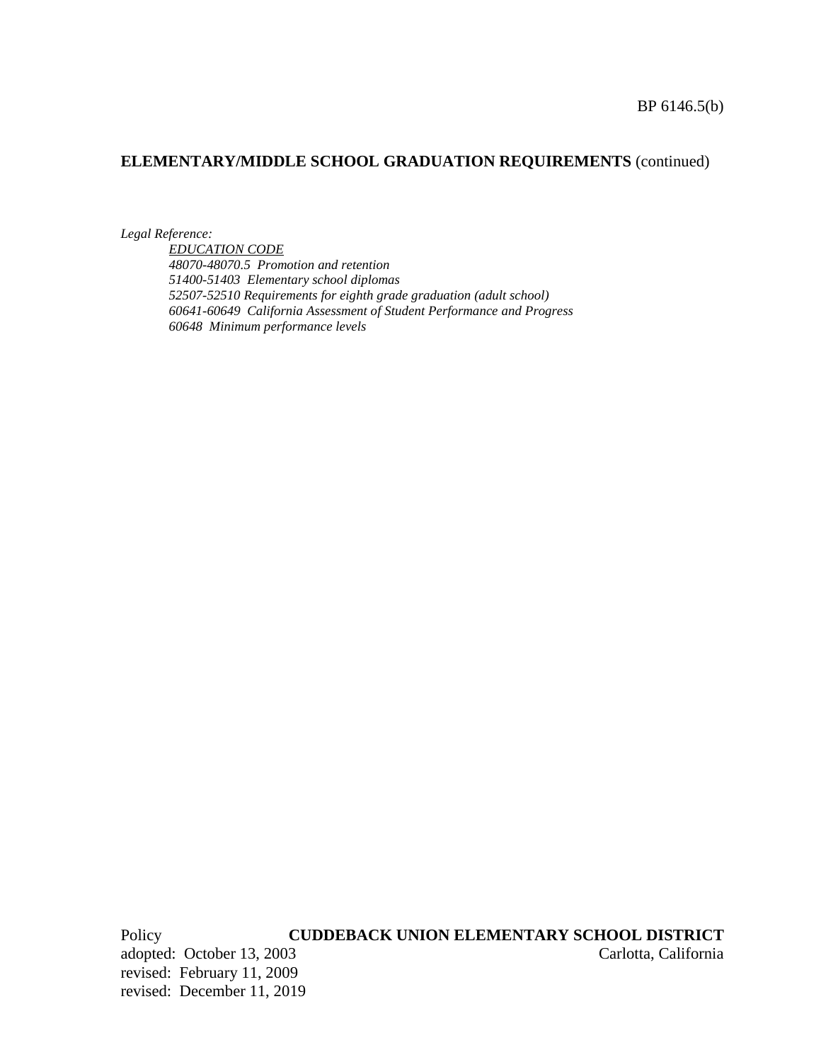*Legal Reference:*

*EDUCATION CODE*
*48070-48070.5 Promotion and retention*
*51400-51403 Elementary school diplomas*
*52507-52510 Requirements for eighth grade graduation (adult school)*
*60641-60649 California Assessment of Student Performance and Progress*
*60648 Minimum performance levels*

Policy **CUDDEBACK UNION ELEMENTARY SCHOOL DISTRICT**
adopted: October 13, 2003 Carlotta, California
revised: February 11, 2009
revised: December 11, 2019